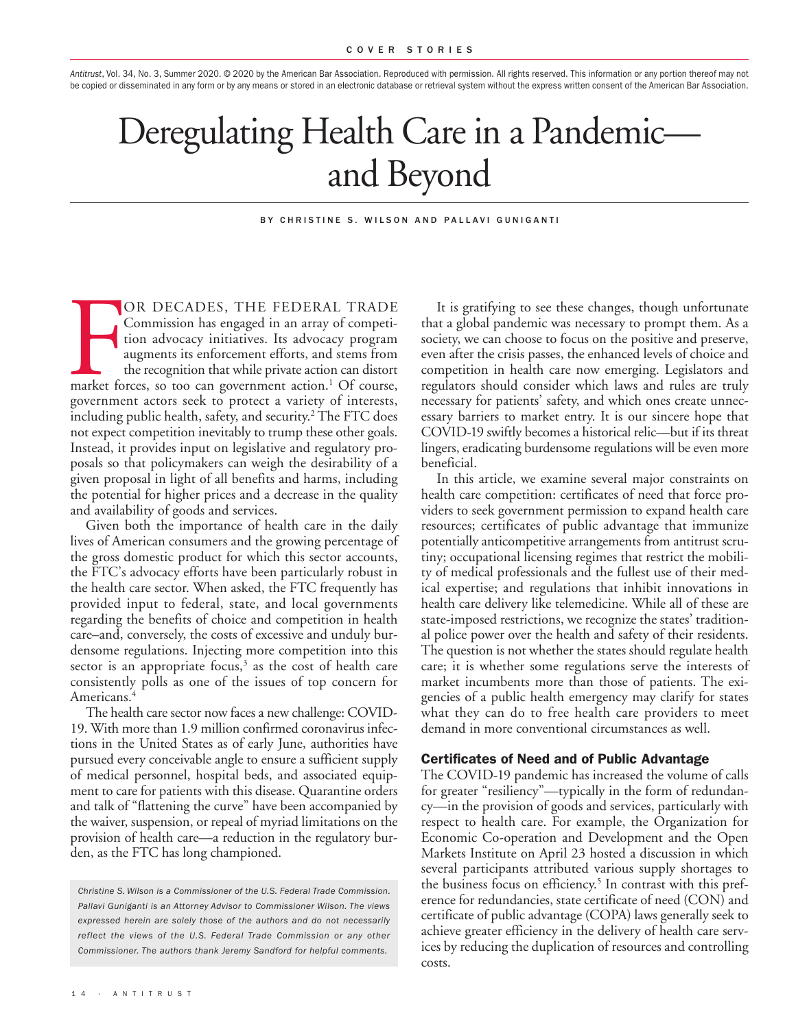Antitrust, Vol. 34, No. 3, Summer 2020. © 2020 by the American Bar Association. Reproduced with permission. All rights reserved. This information or any portion thereof may not be copied or disseminated in any form or by any means or stored in an electronic database or retrieval system without the express written consent of the American Bar Association.

# Deregulating Health Care in a Pandemic—and Beyond

BY CHRISTINE S. WILSON AND PALLAVI GUNIGANTI

FOR DECADES, THE FEDERAL TRADE Commission has engaged in an array of competition advocacy initiatives. Its advocacy program augments its enforcement efforts, and stems from the recognition that while private action can distort market forces, so too can government action.[1] Of course, government actors seek to protect a variety of interests, including public health, safety, and security.[2] The FTC does not expect competition inevitably to trump these other goals. Instead, it provides input on legislative and regulatory proposals so that policymakers can weigh the desirability of a given proposal in light of all benefits and harms, including the potential for higher prices and a decrease in the quality and availability of goods and services.

Given both the importance of health care in the daily lives of American consumers and the growing percentage of the gross domestic product for which this sector accounts, the FTC's advocacy efforts have been particularly robust in the health care sector. When asked, the FTC frequently has provided input to federal, state, and local governments regarding the benefits of choice and competition in health care–and, conversely, the costs of excessive and unduly burdensome regulations. Injecting more competition into this sector is an appropriate focus,[3] as the cost of health care consistently polls as one of the issues of top concern for Americans.[4]

The health care sector now faces a new challenge: COVID-19. With more than 1.9 million confirmed coronavirus infections in the United States as of early June, authorities have pursued every conceivable angle to ensure a sufficient supply of medical personnel, hospital beds, and associated equipment to care for patients with this disease. Quarantine orders and talk of "flattening the curve" have been accompanied by the waiver, suspension, or repeal of myriad limitations on the provision of health care—a reduction in the regulatory burden, as the FTC has long championed.

*Christine S. Wilson is a Commissioner of the U.S. Federal Trade Commission. Pallavi Guniganti is an Attorney Advisor to Commissioner Wilson. The views expressed herein are solely those of the authors and do not necessarily reflect the views of the U.S. Federal Trade Commission or any other Commissioner. The authors thank Jeremy Sandford for helpful comments.*

It is gratifying to see these changes, though unfortunate that a global pandemic was necessary to prompt them. As a society, we can choose to focus on the positive and preserve, even after the crisis passes, the enhanced levels of choice and competition in health care now emerging. Legislators and regulators should consider which laws and rules are truly necessary for patients' safety, and which ones create unnecessary barriers to market entry. It is our sincere hope that COVID-19 swiftly becomes a historical relic—but if its threat lingers, eradicating burdensome regulations will be even more beneficial.

In this article, we examine several major constraints on health care competition: certificates of need that force providers to seek government permission to expand health care resources; certificates of public advantage that immunize potentially anticompetitive arrangements from antitrust scrutiny; occupational licensing regimes that restrict the mobility of medical professionals and the fullest use of their medical expertise; and regulations that inhibit innovations in health care delivery like telemedicine. While all of these are state-imposed restrictions, we recognize the states' traditional police power over the health and safety of their residents. The question is not whether the states should regulate health care; it is whether some regulations serve the interests of market incumbents more than those of patients. The exigencies of a public health emergency may clarify for states what they can do to free health care providers to meet demand in more conventional circumstances as well.

## Certificates of Need and of Public Advantage

The COVID-19 pandemic has increased the volume of calls for greater "resiliency"—typically in the form of redundancy—in the provision of goods and services, particularly with respect to health care. For example, the Organization for Economic Co-operation and Development and the Open Markets Institute on April 23 hosted a discussion in which several participants attributed various supply shortages to the business focus on efficiency.[5] In contrast with this preference for redundancies, state certificate of need (CON) and certificate of public advantage (COPA) laws generally seek to achieve greater efficiency in the delivery of health care services by reducing the duplication of resources and controlling costs.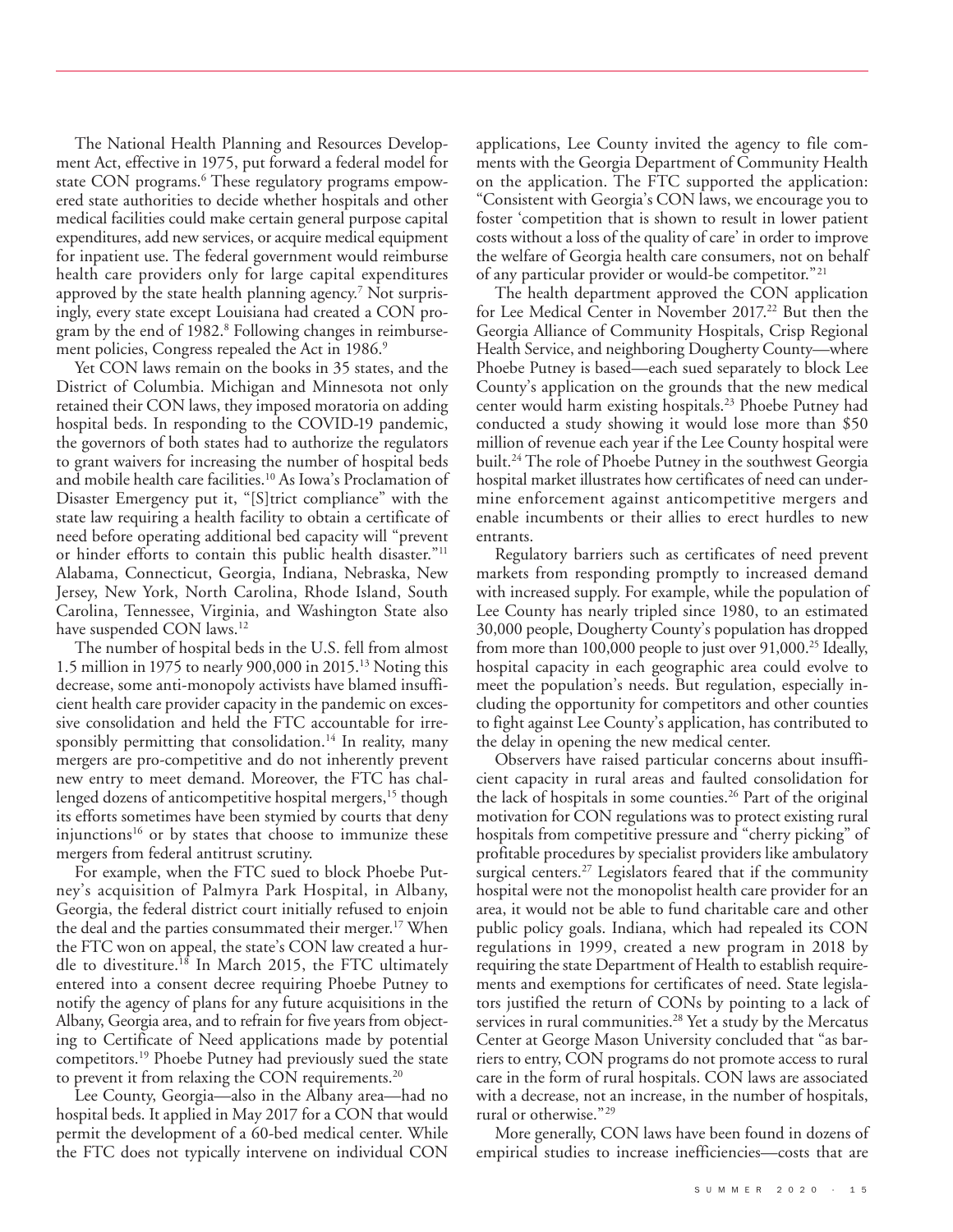The National Health Planning and Resources Development Act, effective in 1975, put forward a federal model for state CON programs.[6] These regulatory programs empowered state authorities to decide whether hospitals and other medical facilities could make certain general purpose capital expenditures, add new services, or acquire medical equipment for inpatient use. The federal government would reimburse health care providers only for large capital expenditures approved by the state health planning agency.[7] Not surprisingly, every state except Louisiana had created a CON program by the end of 1982.[8] Following changes in reimbursement policies, Congress repealed the Act in 1986.[9]

Yet CON laws remain on the books in 35 states, and the District of Columbia. Michigan and Minnesota not only retained their CON laws, they imposed moratoria on adding hospital beds. In responding to the COVID-19 pandemic, the governors of both states had to authorize the regulators to grant waivers for increasing the number of hospital beds and mobile health care facilities.[10] As Iowa's Proclamation of Disaster Emergency put it, "[S]trict compliance" with the state law requiring a health facility to obtain a certificate of need before operating additional bed capacity will "prevent or hinder efforts to contain this public health disaster."[11] Alabama, Connecticut, Georgia, Indiana, Nebraska, New Jersey, New York, North Carolina, Rhode Island, South Carolina, Tennessee, Virginia, and Washington State also have suspended CON laws.[12]

The number of hospital beds in the U.S. fell from almost 1.5 million in 1975 to nearly 900,000 in 2015.[13] Noting this decrease, some anti-monopoly activists have blamed insufficient health care provider capacity in the pandemic on excessive consolidation and held the FTC accountable for irresponsibly permitting that consolidation.[14] In reality, many mergers are pro-competitive and do not inherently prevent new entry to meet demand. Moreover, the FTC has challenged dozens of anticompetitive hospital mergers,[15] though its efforts sometimes have been stymied by courts that deny injunctions[16] or by states that choose to immunize these mergers from federal antitrust scrutiny.

For example, when the FTC sued to block Phoebe Putney's acquisition of Palmyra Park Hospital, in Albany, Georgia, the federal district court initially refused to enjoin the deal and the parties consummated their merger.[17] When the FTC won on appeal, the state's CON law created a hurdle to divestiture.[18] In March 2015, the FTC ultimately entered into a consent decree requiring Phoebe Putney to notify the agency of plans for any future acquisitions in the Albany, Georgia area, and to refrain for five years from objecting to Certificate of Need applications made by potential competitors.[19] Phoebe Putney had previously sued the state to prevent it from relaxing the CON requirements.[20]

Lee County, Georgia—also in the Albany area—had no hospital beds. It applied in May 2017 for a CON that would permit the development of a 60-bed medical center. While the FTC does not typically intervene on individual CON applications, Lee County invited the agency to file comments with the Georgia Department of Community Health on the application. The FTC supported the application: "Consistent with Georgia's CON laws, we encourage you to foster 'competition that is shown to result in lower patient costs without a loss of the quality of care' in order to improve the welfare of Georgia health care consumers, not on behalf of any particular provider or would-be competitor."[21]

The health department approved the CON application for Lee Medical Center in November 2017.[22] But then the Georgia Alliance of Community Hospitals, Crisp Regional Health Service, and neighboring Dougherty County—where Phoebe Putney is based—each sued separately to block Lee County's application on the grounds that the new medical center would harm existing hospitals.[23] Phoebe Putney had conducted a study showing it would lose more than $50 million of revenue each year if the Lee County hospital were built.[24] The role of Phoebe Putney in the southwest Georgia hospital market illustrates how certificates of need can undermine enforcement against anticompetitive mergers and enable incumbents or their allies to erect hurdles to new entrants.

Regulatory barriers such as certificates of need prevent markets from responding promptly to increased demand with increased supply. For example, while the population of Lee County has nearly tripled since 1980, to an estimated 30,000 people, Dougherty County's population has dropped from more than 100,000 people to just over 91,000.[25] Ideally, hospital capacity in each geographic area could evolve to meet the population's needs. But regulation, especially including the opportunity for competitors and other counties to fight against Lee County's application, has contributed to the delay in opening the new medical center.

Observers have raised particular concerns about insufficient capacity in rural areas and faulted consolidation for the lack of hospitals in some counties.[26] Part of the original motivation for CON regulations was to protect existing rural hospitals from competitive pressure and "cherry picking" of profitable procedures by specialist providers like ambulatory surgical centers.[27] Legislators feared that if the community hospital were not the monopolist health care provider for an area, it would not be able to fund charitable care and other public policy goals. Indiana, which had repealed its CON regulations in 1999, created a new program in 2018 by requiring the state Department of Health to establish requirements and exemptions for certificates of need. State legislators justified the return of CONs by pointing to a lack of services in rural communities.[28] Yet a study by the Mercatus Center at George Mason University concluded that "as barriers to entry, CON programs do not promote access to rural care in the form of rural hospitals. CON laws are associated with a decrease, not an increase, in the number of hospitals, rural or otherwise."[29]

More generally, CON laws have been found in dozens of empirical studies to increase inefficiencies—costs that are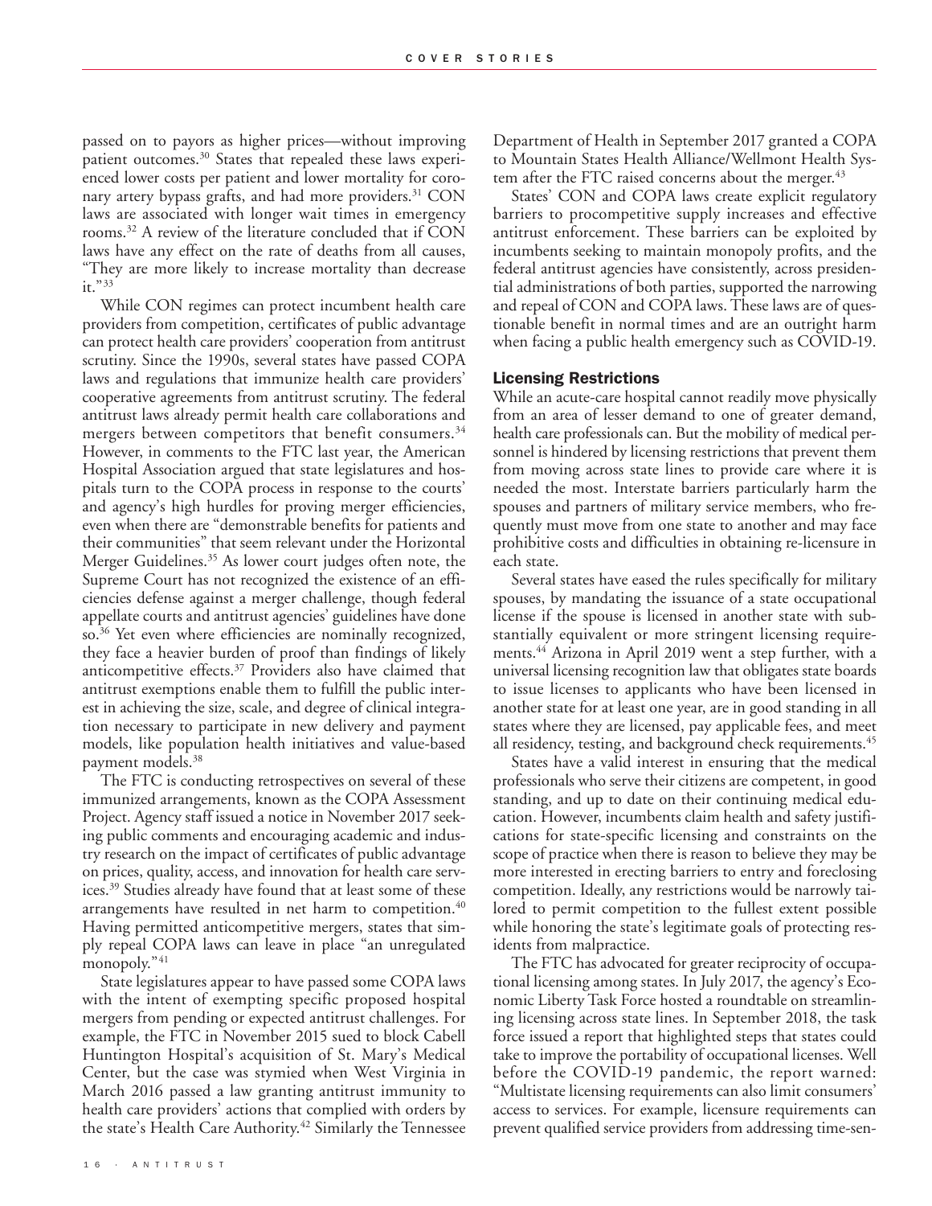passed on to payors as higher prices—without improving patient outcomes.[30] States that repealed these laws experienced lower costs per patient and lower mortality for coronary artery bypass grafts, and had more providers.[31] CON laws are associated with longer wait times in emergency rooms.[32] A review of the literature concluded that if CON laws have any effect on the rate of deaths from all causes, "They are more likely to increase mortality than decrease it."[33]

While CON regimes can protect incumbent health care providers from competition, certificates of public advantage can protect health care providers' cooperation from antitrust scrutiny. Since the 1990s, several states have passed COPA laws and regulations that immunize health care providers' cooperative agreements from antitrust scrutiny. The federal antitrust laws already permit health care collaborations and mergers between competitors that benefit consumers.[34] However, in comments to the FTC last year, the American Hospital Association argued that state legislatures and hospitals turn to the COPA process in response to the courts' and agency's high hurdles for proving merger efficiencies, even when there are "demonstrable benefits for patients and their communities" that seem relevant under the Horizontal Merger Guidelines.[35] As lower court judges often note, the Supreme Court has not recognized the existence of an efficiencies defense against a merger challenge, though federal appellate courts and antitrust agencies' guidelines have done so.[36] Yet even where efficiencies are nominally recognized, they face a heavier burden of proof than findings of likely anticompetitive effects.[37] Providers also have claimed that antitrust exemptions enable them to fulfill the public interest in achieving the size, scale, and degree of clinical integration necessary to participate in new delivery and payment models, like population health initiatives and value-based payment models.[38]

The FTC is conducting retrospectives on several of these immunized arrangements, known as the COPA Assessment Project. Agency staff issued a notice in November 2017 seeking public comments and encouraging academic and industry research on the impact of certificates of public advantage on prices, quality, access, and innovation for health care services.[39] Studies already have found that at least some of these arrangements have resulted in net harm to competition.[40] Having permitted anticompetitive mergers, states that simply repeal COPA laws can leave in place "an unregulated monopoly."[41]

State legislatures appear to have passed some COPA laws with the intent of exempting specific proposed hospital mergers from pending or expected antitrust challenges. For example, the FTC in November 2015 sued to block Cabell Huntington Hospital's acquisition of St. Mary's Medical Center, but the case was stymied when West Virginia in March 2016 passed a law granting antitrust immunity to health care providers' actions that complied with orders by the state's Health Care Authority.[42] Similarly the Tennessee Department of Health in September 2017 granted a COPA to Mountain States Health Alliance/Wellmont Health System after the FTC raised concerns about the merger.[43]

States' CON and COPA laws create explicit regulatory barriers to procompetitive supply increases and effective antitrust enforcement. These barriers can be exploited by incumbents seeking to maintain monopoly profits, and the federal antitrust agencies have consistently, across presidential administrations of both parties, supported the narrowing and repeal of CON and COPA laws. These laws are of questionable benefit in normal times and are an outright harm when facing a public health emergency such as COVID-19.

### Licensing Restrictions

While an acute-care hospital cannot readily move physically from an area of lesser demand to one of greater demand, health care professionals can. But the mobility of medical personnel is hindered by licensing restrictions that prevent them from moving across state lines to provide care where it is needed the most. Interstate barriers particularly harm the spouses and partners of military service members, who frequently must move from one state to another and may face prohibitive costs and difficulties in obtaining re-licensure in each state.

Several states have eased the rules specifically for military spouses, by mandating the issuance of a state occupational license if the spouse is licensed in another state with substantially equivalent or more stringent licensing requirements.[44] Arizona in April 2019 went a step further, with a universal licensing recognition law that obligates state boards to issue licenses to applicants who have been licensed in another state for at least one year, are in good standing in all states where they are licensed, pay applicable fees, and meet all residency, testing, and background check requirements.[45]

States have a valid interest in ensuring that the medical professionals who serve their citizens are competent, in good standing, and up to date on their continuing medical education. However, incumbents claim health and safety justifications for state-specific licensing and constraints on the scope of practice when there is reason to believe they may be more interested in erecting barriers to entry and foreclosing competition. Ideally, any restrictions would be narrowly tailored to permit competition to the fullest extent possible while honoring the state's legitimate goals of protecting residents from malpractice.

The FTC has advocated for greater reciprocity of occupational licensing among states. In July 2017, the agency's Economic Liberty Task Force hosted a roundtable on streamlining licensing across state lines. In September 2018, the task force issued a report that highlighted steps that states could take to improve the portability of occupational licenses. Well before the COVID-19 pandemic, the report warned: "Multistate licensing requirements can also limit consumers' access to services. For example, licensure requirements can prevent qualified service providers from addressing time-sen-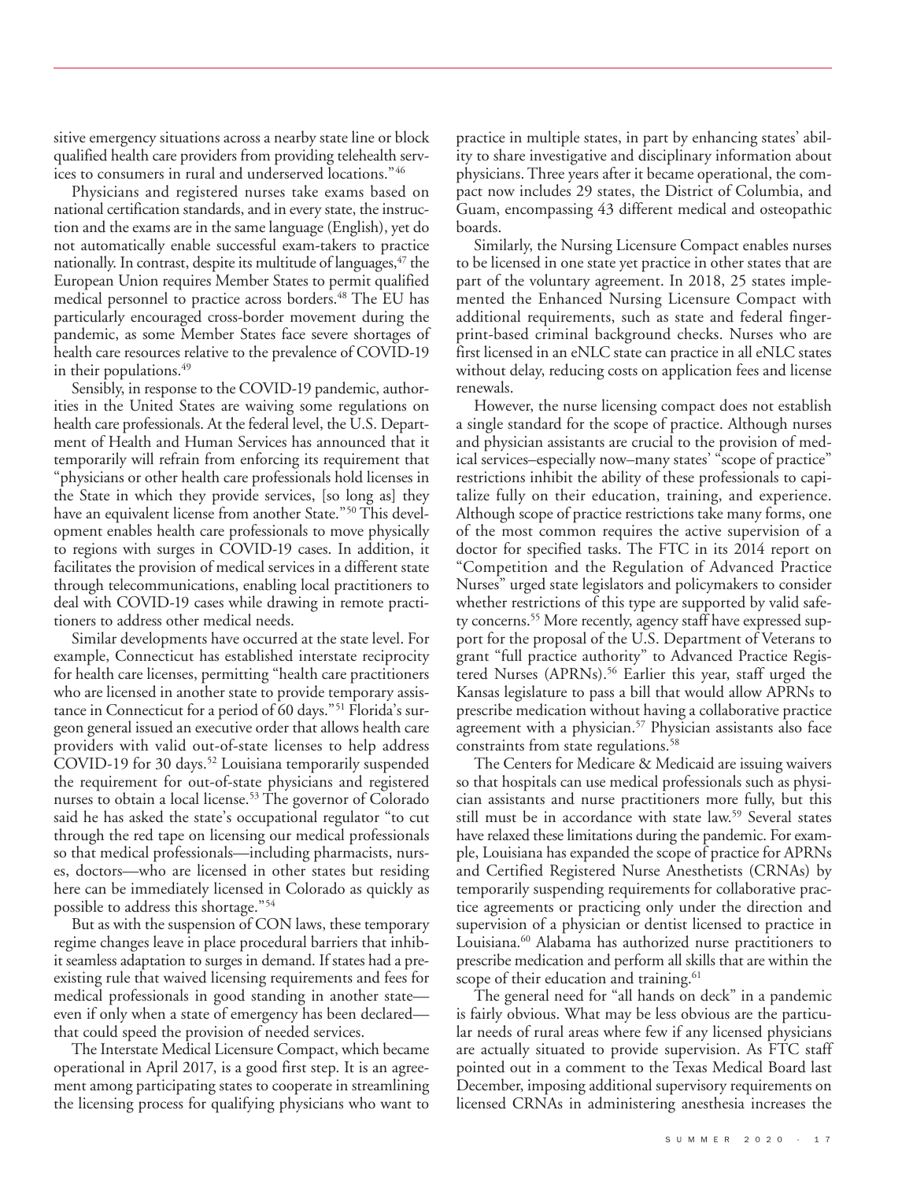sitive emergency situations across a nearby state line or block qualified health care providers from providing telehealth services to consumers in rural and underserved locations."[46]

Physicians and registered nurses take exams based on national certification standards, and in every state, the instruction and the exams are in the same language (English), yet do not automatically enable successful exam-takers to practice nationally. In contrast, despite its multitude of languages,[47] the European Union requires Member States to permit qualified medical personnel to practice across borders.[48] The EU has particularly encouraged cross-border movement during the pandemic, as some Member States face severe shortages of health care resources relative to the prevalence of COVID-19 in their populations.[49]

Sensibly, in response to the COVID-19 pandemic, authorities in the United States are waiving some regulations on health care professionals. At the federal level, the U.S. Department of Health and Human Services has announced that it temporarily will refrain from enforcing its requirement that "physicians or other health care professionals hold licenses in the State in which they provide services, [so long as] they have an equivalent license from another State."[50] This development enables health care professionals to move physically to regions with surges in COVID-19 cases. In addition, it facilitates the provision of medical services in a different state through telecommunications, enabling local practitioners to deal with COVID-19 cases while drawing in remote practitioners to address other medical needs.

Similar developments have occurred at the state level. For example, Connecticut has established interstate reciprocity for health care licenses, permitting "health care practitioners who are licensed in another state to provide temporary assistance in Connecticut for a period of 60 days."[51] Florida's surgeon general issued an executive order that allows health care providers with valid out-of-state licenses to help address COVID-19 for 30 days.[52] Louisiana temporarily suspended the requirement for out-of-state physicians and registered nurses to obtain a local license.[53] The governor of Colorado said he has asked the state's occupational regulator "to cut through the red tape on licensing our medical professionals so that medical professionals—including pharmacists, nurses, doctors—who are licensed in other states but residing here can be immediately licensed in Colorado as quickly as possible to address this shortage."[54]

But as with the suspension of CON laws, these temporary regime changes leave in place procedural barriers that inhibit seamless adaptation to surges in demand. If states had a preexisting rule that waived licensing requirements and fees for medical professionals in good standing in another state—even if only when a state of emergency has been declared—that could speed the provision of needed services.

The Interstate Medical Licensure Compact, which became operational in April 2017, is a good first step. It is an agreement among participating states to cooperate in streamlining the licensing process for qualifying physicians who want to practice in multiple states, in part by enhancing states' ability to share investigative and disciplinary information about physicians. Three years after it became operational, the compact now includes 29 states, the District of Columbia, and Guam, encompassing 43 different medical and osteopathic boards.

Similarly, the Nursing Licensure Compact enables nurses to be licensed in one state yet practice in other states that are part of the voluntary agreement. In 2018, 25 states implemented the Enhanced Nursing Licensure Compact with additional requirements, such as state and federal fingerprint-based criminal background checks. Nurses who are first licensed in an eNLC state can practice in all eNLC states without delay, reducing costs on application fees and license renewals.

However, the nurse licensing compact does not establish a single standard for the scope of practice. Although nurses and physician assistants are crucial to the provision of medical services–especially now–many states' "scope of practice" restrictions inhibit the ability of these professionals to capitalize fully on their education, training, and experience. Although scope of practice restrictions take many forms, one of the most common requires the active supervision of a doctor for specified tasks. The FTC in its 2014 report on "Competition and the Regulation of Advanced Practice Nurses" urged state legislators and policymakers to consider whether restrictions of this type are supported by valid safety concerns.[55] More recently, agency staff have expressed support for the proposal of the U.S. Department of Veterans to grant "full practice authority" to Advanced Practice Registered Nurses (APRNs).[56] Earlier this year, staff urged the Kansas legislature to pass a bill that would allow APRNs to prescribe medication without having a collaborative practice agreement with a physician.[57] Physician assistants also face constraints from state regulations.[58]

The Centers for Medicare & Medicaid are issuing waivers so that hospitals can use medical professionals such as physician assistants and nurse practitioners more fully, but this still must be in accordance with state law.[59] Several states have relaxed these limitations during the pandemic. For example, Louisiana has expanded the scope of practice for APRNs and Certified Registered Nurse Anesthetists (CRNAs) by temporarily suspending requirements for collaborative practice agreements or practicing only under the direction and supervision of a physician or dentist licensed to practice in Louisiana.[60] Alabama has authorized nurse practitioners to prescribe medication and perform all skills that are within the scope of their education and training.[61]

The general need for "all hands on deck" in a pandemic is fairly obvious. What may be less obvious are the particular needs of rural areas where few if any licensed physicians are actually situated to provide supervision. As FTC staff pointed out in a comment to the Texas Medical Board last December, imposing additional supervisory requirements on licensed CRNAs in administering anesthesia increases the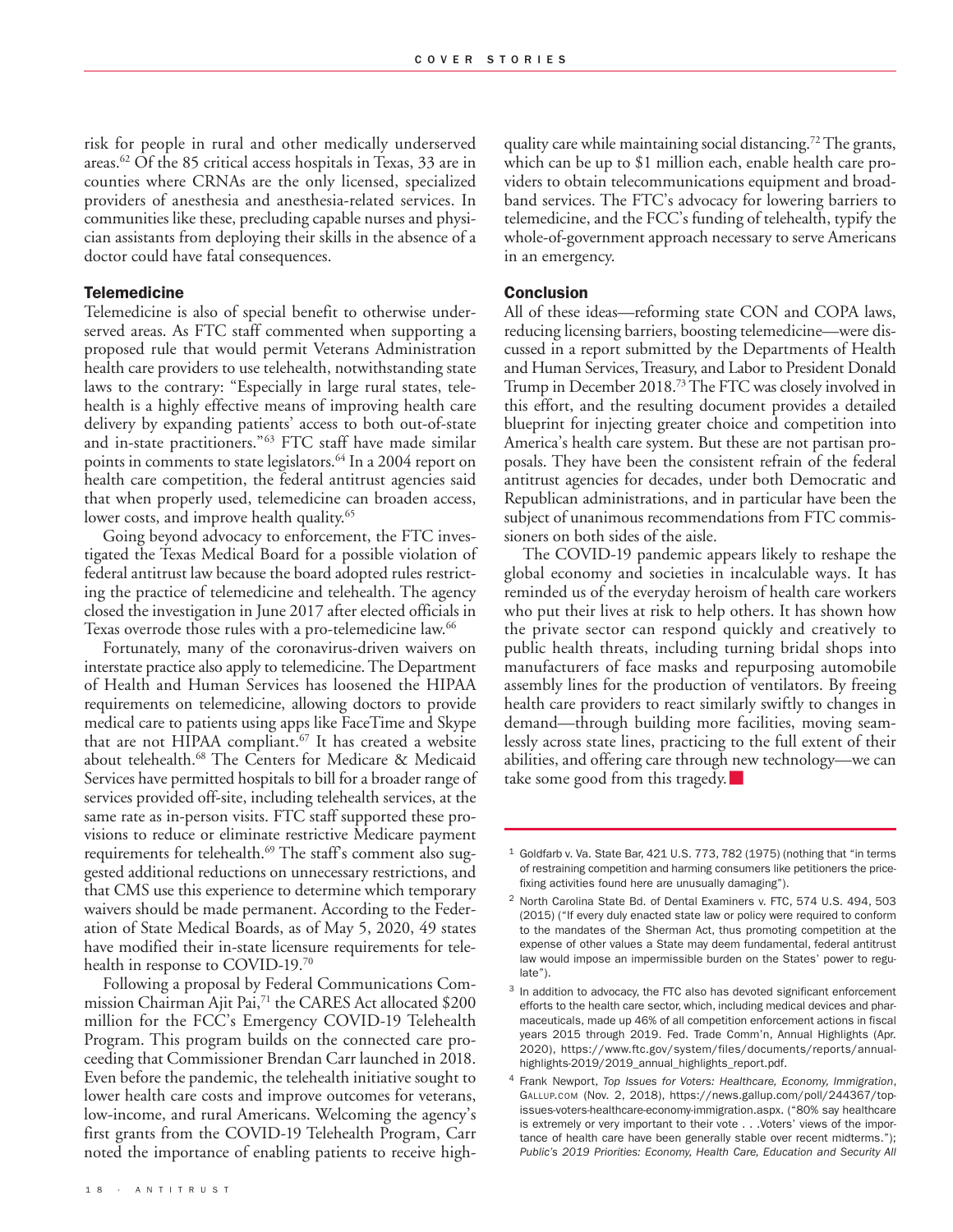risk for people in rural and other medically underserved areas.[62] Of the 85 critical access hospitals in Texas, 33 are in counties where CRNAs are the only licensed, specialized providers of anesthesia and anesthesia-related services. In communities like these, precluding capable nurses and physician assistants from deploying their skills in the absence of a doctor could have fatal consequences.

### Telemedicine

Telemedicine is also of special benefit to otherwise underserved areas. As FTC staff commented when supporting a proposed rule that would permit Veterans Administration health care providers to use telehealth, notwithstanding state laws to the contrary: "Especially in large rural states, telehealth is a highly effective means of improving health care delivery by expanding patients' access to both out-of-state and in-state practitioners."[63] FTC staff have made similar points in comments to state legislators.[64] In a 2004 report on health care competition, the federal antitrust agencies said that when properly used, telemedicine can broaden access, lower costs, and improve health quality.[65]

Going beyond advocacy to enforcement, the FTC investigated the Texas Medical Board for a possible violation of federal antitrust law because the board adopted rules restricting the practice of telemedicine and telehealth. The agency closed the investigation in June 2017 after elected officials in Texas overrode those rules with a pro-telemedicine law.[66]

Fortunately, many of the coronavirus-driven waivers on interstate practice also apply to telemedicine. The Department of Health and Human Services has loosened the HIPAA requirements on telemedicine, allowing doctors to provide medical care to patients using apps like FaceTime and Skype that are not HIPAA compliant.[67] It has created a website about telehealth.[68] The Centers for Medicare & Medicaid Services have permitted hospitals to bill for a broader range of services provided off-site, including telehealth services, at the same rate as in-person visits. FTC staff supported these provisions to reduce or eliminate restrictive Medicare payment requirements for telehealth.[69] The staff's comment also suggested additional reductions on unnecessary restrictions, and that CMS use this experience to determine which temporary waivers should be made permanent. According to the Federation of State Medical Boards, as of May 5, 2020, 49 states have modified their in-state licensure requirements for telehealth in response to COVID-19.[70]

Following a proposal by Federal Communications Commission Chairman Ajit Pai,[71] the CARES Act allocated $200 million for the FCC's Emergency COVID-19 Telehealth Program. This program builds on the connected care proceeding that Commissioner Brendan Carr launched in 2018. Even before the pandemic, the telehealth initiative sought to lower health care costs and improve outcomes for veterans, low-income, and rural Americans. Welcoming the agency's first grants from the COVID-19 Telehealth Program, Carr noted the importance of enabling patients to receive high-quality care while maintaining social distancing.[72] The grants, which can be up to $1 million each, enable health care providers to obtain telecommunications equipment and broadband services. The FTC's advocacy for lowering barriers to telemedicine, and the FCC's funding of telehealth, typify the whole-of-government approach necessary to serve Americans in an emergency.

### Conclusion

All of these ideas—reforming state CON and COPA laws, reducing licensing barriers, boosting telemedicine—were discussed in a report submitted by the Departments of Health and Human Services, Treasury, and Labor to President Donald Trump in December 2018.[73] The FTC was closely involved in this effort, and the resulting document provides a detailed blueprint for injecting greater choice and competition into America's health care system. But these are not partisan proposals. They have been the consistent refrain of the federal antitrust agencies for decades, under both Democratic and Republican administrations, and in particular have been the subject of unanimous recommendations from FTC commissioners on both sides of the aisle.

The COVID-19 pandemic appears likely to reshape the global economy and societies in incalculable ways. It has reminded us of the everyday heroism of health care workers who put their lives at risk to help others. It has shown how the private sector can respond quickly and creatively to public health threats, including turning bridal shops into manufacturers of face masks and repurposing automobile assembly lines for the production of ventilators. By freeing health care providers to react similarly swiftly to changes in demand—through building more facilities, moving seamlessly across state lines, practicing to the full extent of their abilities, and offering care through new technology—we can take some good from this tragedy. ■

---

1 Goldfarb v. Va. State Bar, 421 U.S. 773, 782 (1975) (nothing that "in terms of restraining competition and harming consumers like petitioners the price-fixing activities found here are unusually damaging").

2 North Carolina State Bd. of Dental Examiners v. FTC, 574 U.S. 494, 503 (2015) ("If every duly enacted state law or policy were required to conform to the mandates of the Sherman Act, thus promoting competition at the expense of other values a State may deem fundamental, federal antitrust law would impose an impermissible burden on the States' power to regulate").

3 In addition to advocacy, the FTC also has devoted significant enforcement efforts to the health care sector, which, including medical devices and pharmaceuticals, made up 46% of all competition enforcement actions in fiscal years 2015 through 2019. Fed. Trade Comm'n, Annual Highlights (Apr. 2020), https://www.ftc.gov/system/files/documents/reports/annual-highlights-2019/2019_annual_highlights_report.pdf.

4 Frank Newport, *Top Issues for Voters: Healthcare, Economy, Immigration*, GALLUP.COM (Nov. 2, 2018), https://news.gallup.com/poll/244367/top-issues-voters-healthcare-economy-immigration.aspx. ("80% say healthcare is extremely or very important to their vote . . .Voters' views of the importance of health care have been generally stable over recent midterms."); *Public's 2019 Priorities: Economy, Health Care, Education and Security All*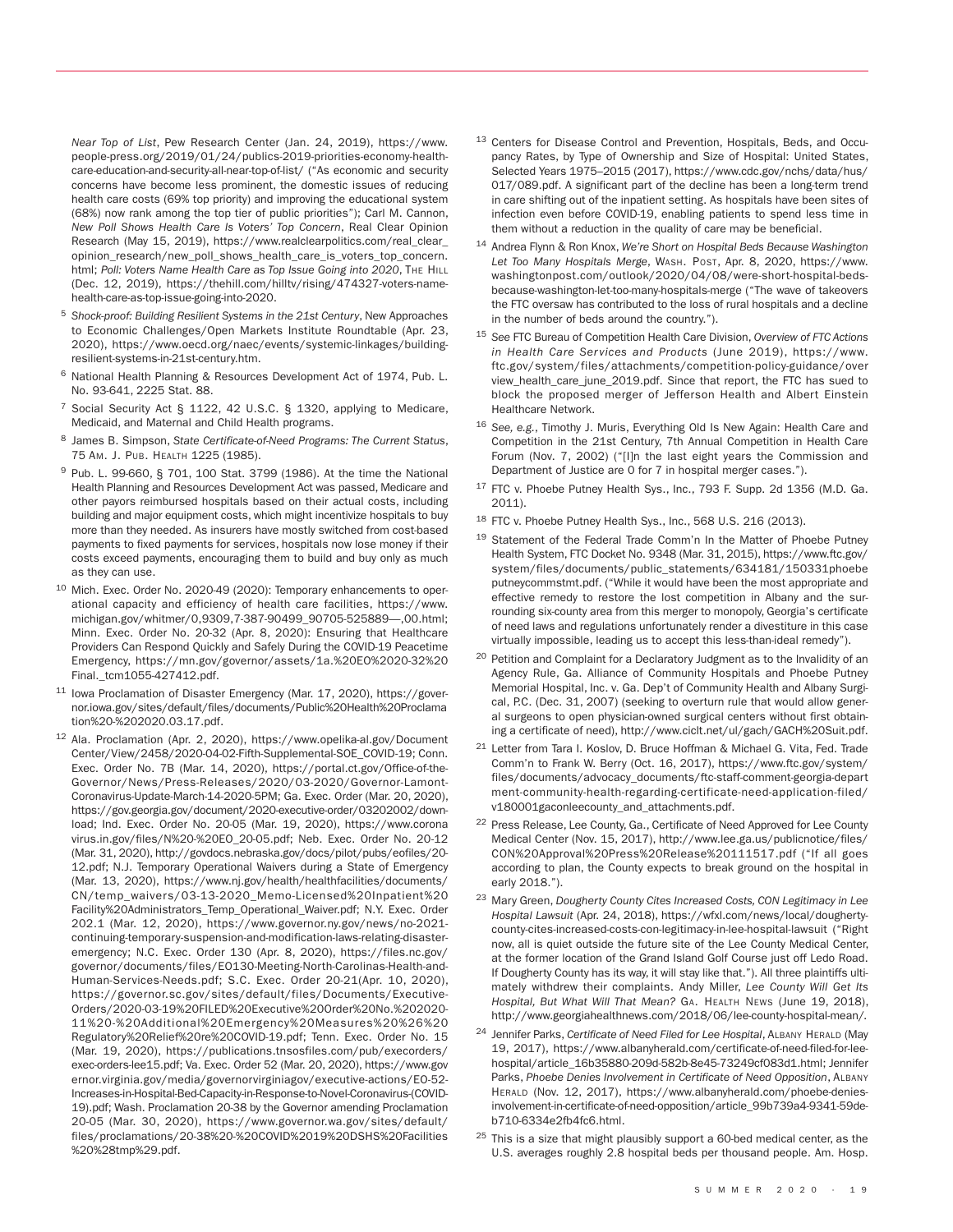*Near Top of List*, Pew Research Center (Jan. 24, 2019), https://www.people-press.org/2019/01/24/publics-2019-priorities-economy-health-care-education-and-security-all-near-top-of-list/ ("As economic and security concerns have become less prominent, the domestic issues of reducing health care costs (69% top priority) and improving the educational system (68%) now rank among the top tier of public priorities"); Carl M. Cannon, *New Poll Shows Health Care Is Voters' Top Concern*, Real Clear Opinion Research (May 15, 2019), https://www.realclearpolitics.com/real_clear_opinion_research/new_poll_shows_health_care_is_voters_top_concern.html; *Poll: Voters Name Health Care as Top Issue Going into 2020*, The Hill (Dec. 12, 2019), https://thehill.com/hilltv/rising/474327-voters-name-health-care-as-top-issue-going-into-2020.

[5] *Shock-proof: Building Resilient Systems in the 21st Century*, New Approaches to Economic Challenges/Open Markets Institute Roundtable (Apr. 23, 2020), https://www.oecd.org/naec/events/systemic-linkages/building-resilient-systems-in-21st-century.htm.

[6] National Health Planning & Resources Development Act of 1974, Pub. L. No. 93-641, 2225 Stat. 88.

[7] Social Security Act § 1122, 42 U.S.C. § 1320, applying to Medicare, Medicaid, and Maternal and Child Health programs.

[8] James B. Simpson, *State Certificate-of-Need Programs: The Current Status*, 75 Am. J. Pub. Health 1225 (1985).

[9] Pub. L. 99-660, § 701, 100 Stat. 3799 (1986). At the time the National Health Planning and Resources Development Act was passed, Medicare and other payors reimbursed hospitals based on their actual costs, including building and major equipment costs, which might incentivize hospitals to buy more than they needed. As insurers have mostly switched from cost-based payments to fixed payments for services, hospitals now lose money if their costs exceed payments, encouraging them to build and buy only as much as they can use.

[10] Mich. Exec. Order No. 2020-49 (2020): Temporary enhancements to operational capacity and efficiency of health care facilities, https://www.michigan.gov/whitmer/0,9309,7-387-90499_90705-525889—,00.html; Minn. Exec. Order No. 20-32 (Apr. 8, 2020): Ensuring that Healthcare Providers Can Respond Quickly and Safely During the COVID-19 Peacetime Emergency, https://mn.gov/governor/assets/1a.%20EO%2020-32%20Final._tcm1055-427412.pdf.

[11] Iowa Proclamation of Disaster Emergency (Mar. 17, 2020), https://governor.iowa.gov/sites/default/files/documents/Public%20Health%20Proclamation%20-%202020.03.17.pdf.

[12] Ala. Proclamation (Apr. 2, 2020), https://www.opelika-al.gov/DocumentCenter/View/2458/2020-04-02-Fifth-Supplemental-SOE_COVID-19; Conn. Exec. Order No. 7B (Mar. 14, 2020), https://portal.ct.gov/Office-of-the-Governor/News/Press-Releases/2020/03-2020/Governor-Lamont-Coronavirus-Update-March-14-2020-5PM; Ga. Exec. Order (Mar. 20, 2020), https://gov.georgia.gov/document/2020-executive-order/03202002/download; Ind. Exec. Order No. 20-05 (Mar. 19, 2020), https://www.coronavirus.in.gov/files/N%20-%20EO_20-05.pdf; Neb. Exec. Order No. 20-12 (Mar. 31, 2020), http://govdocs.nebraska.gov/docs/pilot/pubs/eofiles/20-12.pdf; N.J. Temporary Operational Waivers during a State of Emergency (Mar. 13, 2020), https://www.nj.gov/health/healthfacilities/documents/CN/temp_waivers/03-13-2020_Memo-Licensed%20Inpatient%20Facility%20Administrators_Temp_Operational_Waiver.pdf; N.Y. Exec. Order 202.1 (Mar. 12, 2020), https://www.governor.ny.gov/news/no-2021-continuing-temporary-suspension-and-modification-laws-relating-disaster-emergency; N.C. Exec. Order 130 (Apr. 8, 2020), https://files.nc.gov/governor/documents/files/EO130-Meeting-North-Carolinas-Health-and-Human-Services-Needs.pdf; S.C. Exec. Order 20-21(Apr. 10, 2020), https://governor.sc.gov/sites/default/files/Documents/Executive-Orders/2020-03-19%20FILED%20Executive%20Order%20No.%202020-11%20-%20Additional%20Emergency%20Measures%20%26%20Regulatory%20Relief%20re%20COVID-19.pdf; Tenn. Exec. Order No. 15 (Mar. 19, 2020), https://publications.tnsosfiles.com/pub/execorders/exec-orders-lee15.pdf; Va. Exec. Order 52 (Mar. 20, 2020), https://www.governor.virginia.gov/media/governorvirginiagov/executive-actions/EO-52-Increases-in-Hospital-Bed-Capacity-in-Response-to-Novel-Coronavirus-(COVID-19).pdf; Wash. Proclamation 20-38 by the Governor amending Proclamation 20-05 (Mar. 30, 2020), https://www.governor.wa.gov/sites/default/files/proclamations/20-38%20-%20COVID%2019%20DSHS%20Facilities%20%28tmp%29.pdf.

[13] Centers for Disease Control and Prevention, Hospitals, Beds, and Occupancy Rates, by Type of Ownership and Size of Hospital: United States, Selected Years 1975–2015 (2017), https://www.cdc.gov/nchs/data/hus/017/089.pdf. A significant part of the decline has been a long-term trend in care shifting out of the inpatient setting. As hospitals have been sites of infection even before COVID-19, enabling patients to spend less time in them without a reduction in the quality of care may be beneficial.

[14] Andrea Flynn & Ron Knox, *We're Short on Hospital Beds Because Washington Let Too Many Hospitals Merge*, Wash. Post, Apr. 8, 2020, https://www.washingtonpost.com/outlook/2020/04/08/were-short-hospital-beds-because-washington-let-too-many-hospitals-merge ("The wave of takeovers the FTC oversaw has contributed to the loss of rural hospitals and a decline in the number of beds around the country.").

[15] *See* FTC Bureau of Competition Health Care Division, *Overview of FTC Actions in Health Care Services and Products* (June 2019), https://www.ftc.gov/system/files/attachments/competition-policy-guidance/overview_health_care_june_2019.pdf. Since that report, the FTC has sued to block the proposed merger of Jefferson Health and Albert Einstein Healthcare Network.

[16] *See, e.g.*, Timothy J. Muris, Everything Old Is New Again: Health Care and Competition in the 21st Century, 7th Annual Competition in Health Care Forum (Nov. 7, 2002) ("[I]n the last eight years the Commission and Department of Justice are 0 for 7 in hospital merger cases.").

[17] FTC v. Phoebe Putney Health Sys., Inc., 793 F. Supp. 2d 1356 (M.D. Ga. 2011).

[18] FTC v. Phoebe Putney Health Sys., Inc., 568 U.S. 216 (2013).

[19] Statement of the Federal Trade Comm'n In the Matter of Phoebe Putney Health System, FTC Docket No. 9348 (Mar. 31, 2015), https://www.ftc.gov/system/files/documents/public_statements/634181/150331phoebeputneycommstmt.pdf. ("While it would have been the most appropriate and effective remedy to restore the lost competition in Albany and the surrounding six-county area from this merger to monopoly, Georgia's certificate of need laws and regulations unfortunately render a divestiture in this case virtually impossible, leading us to accept this less-than-ideal remedy").

[20] Petition and Complaint for a Declaratory Judgment as to the Invalidity of an Agency Rule, Ga. Alliance of Community Hospitals and Phoebe Putney Memorial Hospital, Inc. v. Ga. Dep't of Community Health and Albany Surgical, P.C. (Dec. 31, 2007) (seeking to overturn rule that would allow general surgeons to open physician-owned surgical centers without first obtaining a certificate of need), http://www.ciclt.net/ul/gach/GACH%20Suit.pdf.

[21] Letter from Tara I. Koslov, D. Bruce Hoffman & Michael G. Vita, Fed. Trade Comm'n to Frank W. Berry (Oct. 16, 2017), https://www.ftc.gov/system/files/documents/advocacy_documents/ftc-staff-comment-georgia-department-community-health-regarding-certificate-need-application-filed/v180001gaconleecounty_and_attachments.pdf.

[22] Press Release, Lee County, Ga., Certificate of Need Approved for Lee County Medical Center (Nov. 15, 2017), http://www.lee.ga.us/publicnotice/files/CON%20Approval%20Press%20Release%20111517.pdf ("If all goes according to plan, the County expects to break ground on the hospital in early 2018.").

[23] Mary Green, *Dougherty County Cites Increased Costs, CON Legitimacy in Lee Hospital Lawsuit* (Apr. 24, 2018), https://wfxl.com/news/local/dougherty-county-cites-increased-costs-con-legitimacy-in-lee-hospital-lawsuit ("Right now, all is quiet outside the future site of the Lee County Medical Center, at the former location of the Grand Island Golf Course just off Ledo Road. If Dougherty County has its way, it will stay like that."). All three plaintiffs ultimately withdrew their complaints. Andy Miller, *Lee County Will Get Its Hospital, But What Will That Mean?* Ga. Health News (June 19, 2018), http://www.georgiahealthnews.com/2018/06/lee-county-hospital-mean/.

[24] Jennifer Parks, *Certificate of Need Filed for Lee Hospital*, Albany Herald (May 19, 2017), https://www.albanyherald.com/certificate-of-need-filed-for-lee-hospital/article_16b35880-209d-582b-8e45-73249cf083d1.html; Jennifer Parks, *Phoebe Denies Involvement in Certificate of Need Opposition*, Albany Herald (Nov. 12, 2017), https://www.albanyherald.com/phoebe-denies-involvement-in-certificate-of-need-opposition/article_99b739a4-9341-59de-b710-6334e2fb4fc6.html.

[25] This is a size that might plausibly support a 60-bed medical center, as the U.S. averages roughly 2.8 hospital beds per thousand people. Am. Hosp.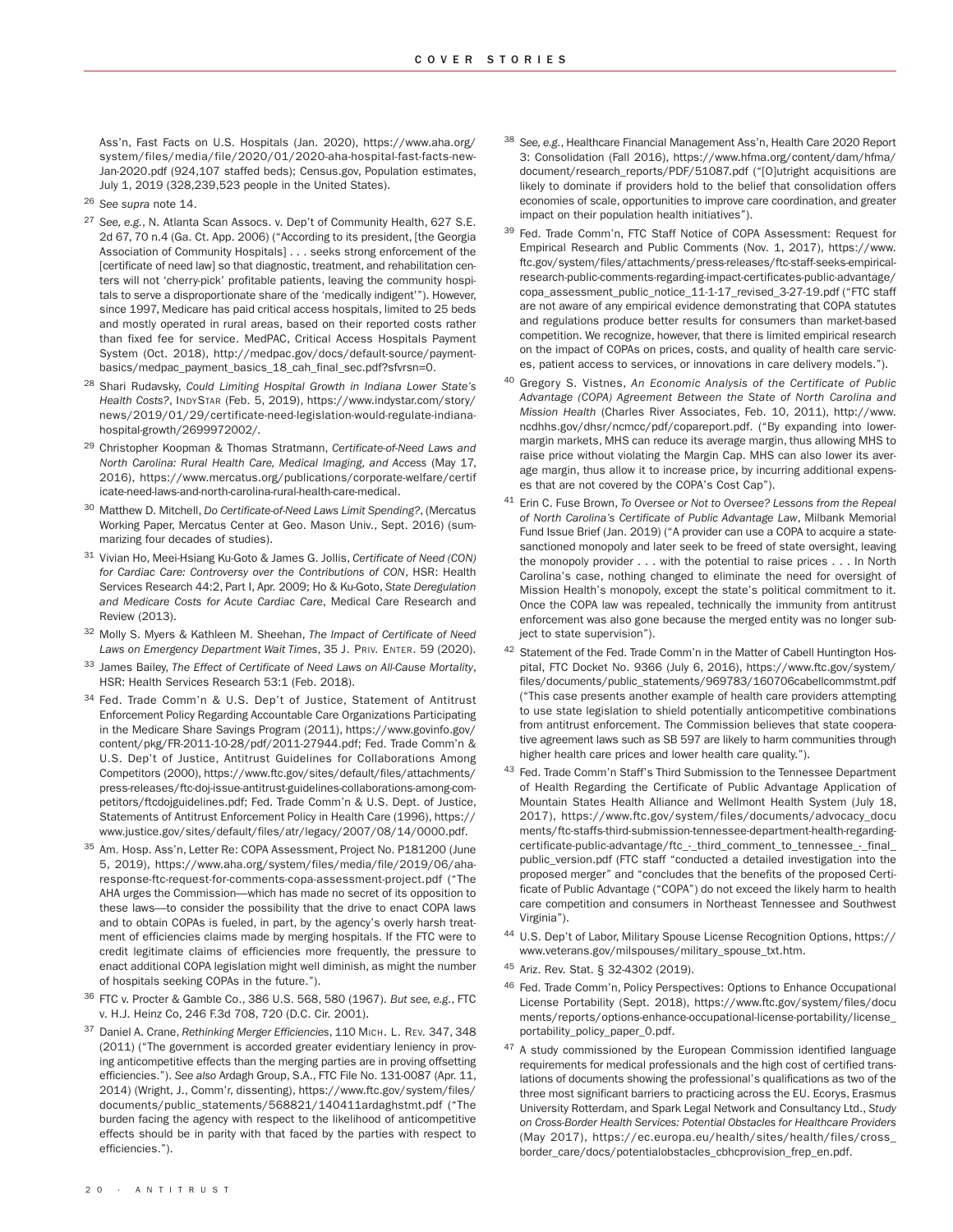Ass'n, Fast Facts on U.S. Hospitals (Jan. 2020), https://www.aha.org/system/files/media/file/2020/01/2020-aha-hospital-fast-facts-new-Jan-2020.pdf (924,107 staffed beds); Census.gov, Population estimates, July 1, 2019 (328,239,523 people in the United States).

[26] *See supra* note 14.

[27] *See, e.g.*, N. Atlanta Scan Assocs. v. Dep't of Community Health, 627 S.E. 2d 67, 70 n.4 (Ga. Ct. App. 2006) ("According to its president, [the Georgia Association of Community Hospitals] . . . seeks strong enforcement of the [certificate of need law] so that diagnostic, treatment, and rehabilitation centers will not 'cherry-pick' profitable patients, leaving the community hospitals to serve a disproportionate share of the 'medically indigent'"). However, since 1997, Medicare has paid critical access hospitals, limited to 25 beds and mostly operated in rural areas, based on their reported costs rather than fixed fee for service. MedPAC, Critical Access Hospitals Payment System (Oct. 2018), http://medpac.gov/docs/default-source/payment-basics/medpac_payment_basics_18_cah_final_sec.pdf?sfvrsn=0.

[28] Shari Rudavsky, *Could Limiting Hospital Growth in Indiana Lower State's Health Costs?*, IndyStar (Feb. 5, 2019), https://www.indystar.com/story/news/2019/01/29/certificate-need-legislation-would-regulate-indiana-hospital-growth/2699972002/.

[29] Christopher Koopman & Thomas Stratmann, *Certificate-of-Need Laws and North Carolina: Rural Health Care, Medical Imaging, and Access* (May 17, 2016), https://www.mercatus.org/publications/corporate-welfare/certificate-need-laws-and-north-carolina-rural-health-care-medical.

[30] Matthew D. Mitchell, *Do Certificate-of-Need Laws Limit Spending?*, (Mercatus Working Paper, Mercatus Center at Geo. Mason Univ., Sept. 2016) (summarizing four decades of studies).

[31] Vivian Ho, Meei-Hsiang Ku-Goto & James G. Jollis, *Certificate of Need (CON) for Cardiac Care: Controversy over the Contributions of CON*, HSR: Health Services Research 44:2, Part I, Apr. 2009; Ho & Ku-Goto, *State Deregulation and Medicare Costs for Acute Cardiac Care*, Medical Care Research and Review (2013).

[32] Molly S. Myers & Kathleen M. Sheehan, *The Impact of Certificate of Need Laws on Emergency Department Wait Times*, 35 J. Priv. Enter. 59 (2020).

[33] James Bailey, *The Effect of Certificate of Need Laws on All-Cause Mortality*, HSR: Health Services Research 53:1 (Feb. 2018).

[34] Fed. Trade Comm'n & U.S. Dep't of Justice, Statement of Antitrust Enforcement Policy Regarding Accountable Care Organizations Participating in the Medicare Share Savings Program (2011), https://www.govinfo.gov/content/pkg/FR-2011-10-28/pdf/2011-27944.pdf; Fed. Trade Comm'n & U.S. Dep't of Justice, Antitrust Guidelines for Collaborations Among Competitors (2000), https://www.ftc.gov/sites/default/files/attachments/press-releases/ftc-doj-issue-antitrust-guidelines-collaborations-among-competitors/ftcdojguidelines.pdf; Fed. Trade Comm'n & U.S. Dept. of Justice, Statements of Antitrust Enforcement Policy in Health Care (1996), https://www.justice.gov/sites/default/files/atr/legacy/2007/08/14/0000.pdf.

[35] Am. Hosp. Ass'n, Letter Re: COPA Assessment, Project No. P181200 (June 5, 2019), https://www.aha.org/system/files/media/file/2019/06/aha-response-ftc-request-for-comments-copa-assessment-project.pdf ("The AHA urges the Commission—which has made no secret of its opposition to these laws—to consider the possibility that the drive to enact COPA laws and to obtain COPAs is fueled, in part, by the agency's overly harsh treatment of efficiencies claims made by merging hospitals. If the FTC were to credit legitimate claims of efficiencies more frequently, the pressure to enact additional COPA legislation might well diminish, as might the number of hospitals seeking COPAs in the future.").

[36] FTC v. Procter & Gamble Co., 386 U.S. 568, 580 (1967). *But see, e.g.*, FTC v. H.J. Heinz Co, 246 F.3d 708, 720 (D.C. Cir. 2001).

[37] Daniel A. Crane, *Rethinking Merger Efficiencies*, 110 Mich. L. Rev. 347, 348 (2011) ("The government is accorded greater evidentiary leniency in proving anticompetitive effects than the merging parties are in proving offsetting efficiencies."). *See also* Ardagh Group, S.A., FTC File No. 131-0087 (Apr. 11, 2014) (Wright, J., Comm'r, dissenting), https://www.ftc.gov/system/files/documents/public_statements/568821/140411ardaghstmt.pdf ("The burden facing the agency with respect to the likelihood of anticompetitive effects should be in parity with that faced by the parties with respect to efficiencies.").

[38] *See, e.g.*, Healthcare Financial Management Ass'n, Health Care 2020 Report 3: Consolidation (Fall 2016), https://www.hfma.org/content/dam/hfma/document/research_reports/PDF/51087.pdf ("[O]utright acquisitions are likely to dominate if providers hold to the belief that consolidation offers economies of scale, opportunities to improve care coordination, and greater impact on their population health initiatives").

[39] Fed. Trade Comm'n, FTC Staff Notice of COPA Assessment: Request for Empirical Research and Public Comments (Nov. 1, 2017), https://www.ftc.gov/system/files/attachments/press-releases/ftc-staff-seeks-empirical-research-public-comments-regarding-impact-certificates-public-advantage/copa_assessment_public_notice_11-1-17_revised_3-27-19.pdf ("FTC staff are not aware of any empirical evidence demonstrating that COPA statutes and regulations produce better results for consumers than market-based competition. We recognize, however, that there is limited empirical research on the impact of COPAs on prices, costs, and quality of health care services, patient access to services, or innovations in care delivery models.").

[40] Gregory S. Vistnes, *An Economic Analysis of the Certificate of Public Advantage (COPA) Agreement Between the State of North Carolina and Mission Health* (Charles River Associates, Feb. 10, 2011), http://www.ncdhhs.gov/dhsr/ncmcc/pdf/copareport.pdf. ("By expanding into lower-margin markets, MHS can reduce its average margin, thus allowing MHS to raise price without violating the Margin Cap. MHS can also lower its average margin, thus allow it to increase price, by incurring additional expenses that are not covered by the COPA's Cost Cap").

[41] Erin C. Fuse Brown, *To Oversee or Not to Oversee? Lessons from the Repeal of North Carolina's Certificate of Public Advantage Law*, Milbank Memorial Fund Issue Brief (Jan. 2019) ("A provider can use a COPA to acquire a state-sanctioned monopoly and later seek to be freed of state oversight, leaving the monopoly provider . . . with the potential to raise prices . . . In North Carolina's case, nothing changed to eliminate the need for oversight of Mission Health's monopoly, except the state's political commitment to it. Once the COPA law was repealed, technically the immunity from antitrust enforcement was also gone because the merged entity was no longer subject to state supervision").

[42] Statement of the Fed. Trade Comm'n in the Matter of Cabell Huntington Hospital, FTC Docket No. 9366 (July 6, 2016), https://www.ftc.gov/system/files/documents/public_statements/969783/160706cabellcommstmt.pdf ("This case presents another example of health care providers attempting to use state legislation to shield potentially anticompetitive combinations from antitrust enforcement. The Commission believes that state cooperative agreement laws such as SB 597 are likely to harm communities through higher health care prices and lower health care quality.").

[43] Fed. Trade Comm'n Staff's Third Submission to the Tennessee Department of Health Regarding the Certificate of Public Advantage Application of Mountain States Health Alliance and Wellmont Health System (July 18, 2017), https://www.ftc.gov/system/files/documents/advocacy_documents/ftc-staffs-third-submission-tennessee-department-health-regarding-certificate-public-advantage/ftc_-_third_comment_to_tennessee_-_final_public_version.pdf (FTC staff "conducted a detailed investigation into the proposed merger" and "concludes that the benefits of the proposed Certificate of Public Advantage ("COPA") do not exceed the likely harm to health care competition and consumers in Northeast Tennessee and Southwest Virginia").

[44] U.S. Dep't of Labor, Military Spouse License Recognition Options, https://www.veterans.gov/milspouses/military_spouse_txt.htm.

[45] Ariz. Rev. Stat. § 32-4302 (2019).

[46] Fed. Trade Comm'n, Policy Perspectives: Options to Enhance Occupational License Portability (Sept. 2018), https://www.ftc.gov/system/files/documents/reports/options-enhance-occupational-license-portability/license_portability_policy_paper_0.pdf.

[47] A study commissioned by the European Commission identified language requirements for medical professionals and the high cost of certified translations of documents showing the professional's qualifications as two of the three most significant barriers to practicing across the EU. Ecorys, Erasmus University Rotterdam, and Spark Legal Network and Consultancy Ltd., *Study on Cross-Border Health Services: Potential Obstacles for Healthcare Providers* (May 2017), https://ec.europa.eu/health/sites/health/files/cross_border_care/docs/potentialobstacles_cbhcprovision_frep_en.pdf.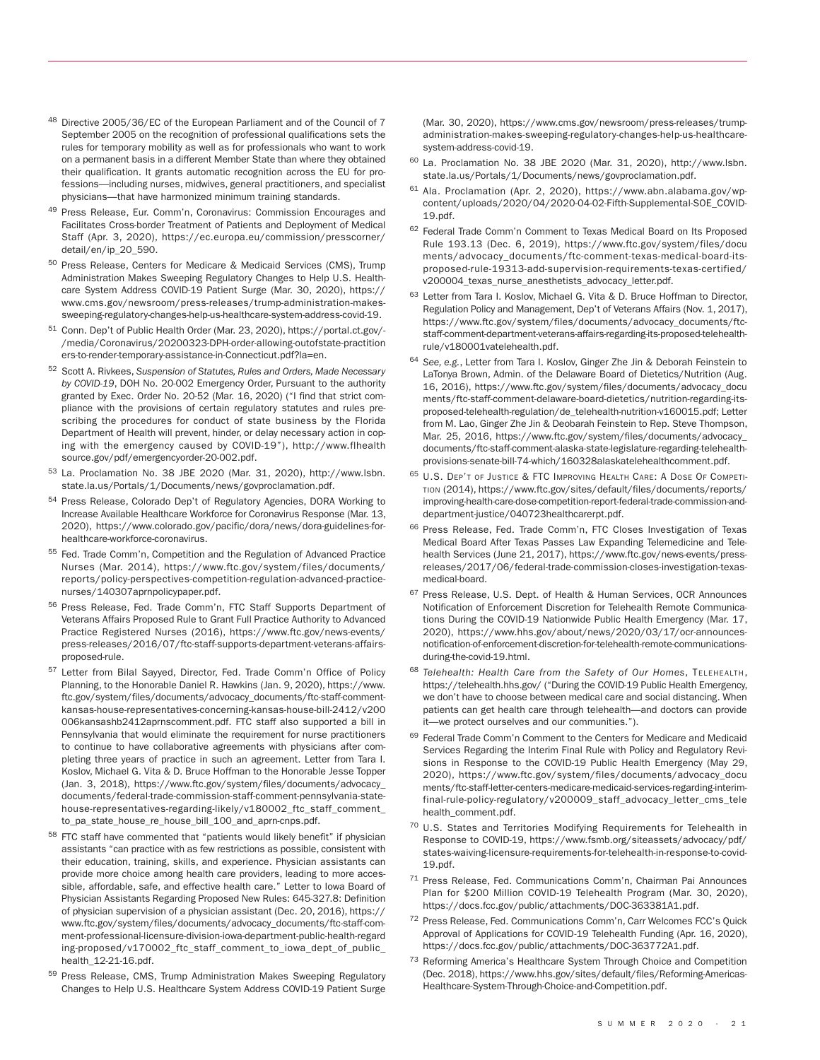48 Directive 2005/36/EC of the European Parliament and of the Council of 7 September 2005 on the recognition of professional qualifications sets the rules for temporary mobility as well as for professionals who want to work on a permanent basis in a different Member State than where they obtained their qualification. It grants automatic recognition across the EU for professions—including nurses, midwives, general practitioners, and specialist physicians—that have harmonized minimum training standards.

49 Press Release, Eur. Comm'n, Coronavirus: Commission Encourages and Facilitates Cross-border Treatment of Patients and Deployment of Medical Staff (Apr. 3, 2020), https://ec.europa.eu/commission/presscorner/detail/en/ip_20_590.

50 Press Release, Centers for Medicare & Medicaid Services (CMS), Trump Administration Makes Sweeping Regulatory Changes to Help U.S. Healthcare System Address COVID-19 Patient Surge (Mar. 30, 2020), https://www.cms.gov/newsroom/press-releases/trump-administration-makes-sweeping-regulatory-changes-help-us-healthcare-system-address-covid-19.

51 Conn. Dep't of Public Health Order (Mar. 23, 2020), https://portal.ct.gov/-/media/Coronavirus/20200323-DPH-order-allowing-outofstate-practitioners-to-render-temporary-assistance-in-Connecticut.pdf?la=en.

52 Scott A. Rivkees, *Suspension of Statutes, Rules and Orders, Made Necessary by COVID-19*, DOH No. 20-002 Emergency Order, Pursuant to the authority granted by Exec. Order No. 20-52 (Mar. 16, 2020) ("I find that strict compliance with the provisions of certain regulatory statutes and rules prescribing the procedures for conduct of state business by the Florida Department of Health will prevent, hinder, or delay necessary action in coping with the emergency caused by COVID-19"), http://www.flhealthsource.gov/pdf/emergencyorder-20-002.pdf.

53 La. Proclamation No. 38 JBE 2020 (Mar. 31, 2020), http://www.lsbn.state.la.us/Portals/1/Documents/news/govproclamation.pdf.

54 Press Release, Colorado Dep't of Regulatory Agencies, DORA Working to Increase Available Healthcare Workforce for Coronavirus Response (Mar. 13, 2020), https://www.colorado.gov/pacific/dora/news/dora-guidelines-for-healthcare-workforce-coronavirus.

55 Fed. Trade Comm'n, Competition and the Regulation of Advanced Practice Nurses (Mar. 2014), https://www.ftc.gov/system/files/documents/reports/policy-perspectives-competition-regulation-advanced-practice-nurses/140307aprnpolicypaper.pdf.

56 Press Release, Fed. Trade Comm'n, FTC Staff Supports Department of Veterans Affairs Proposed Rule to Grant Full Practice Authority to Advanced Practice Registered Nurses (2016), https://www.ftc.gov/news-events/press-releases/2016/07/ftc-staff-supports-department-veterans-affairs-proposed-rule.

57 Letter from Bilal Sayyed, Director, Fed. Trade Comm'n Office of Policy Planning, to the Honorable Daniel R. Hawkins (Jan. 9, 2020), https://www.ftc.gov/system/files/documents/advocacy_documents/ftc-staff-comment-kansas-house-representatives-concerning-kansas-house-bill-2412/v200006kansashb2412aprnscomment.pdf. FTC staff also supported a bill in Pennsylvania that would eliminate the requirement for nurse practitioners to continue to have collaborative agreements with physicians after completing three years of practice in such an agreement. Letter from Tara I. Koslov, Michael G. Vita & D. Bruce Hoffman to the Honorable Jesse Topper (Jan. 3, 2018), https://www.ftc.gov/system/files/documents/advocacy_documents/federal-trade-commission-staff-comment-pennsylvania-state-house-representatives-regarding-likely/v180002_ftc_staff_comment_to_pa_state_house_re_house_bill_100_and_aprn-cnps.pdf.

58 FTC staff have commented that "patients would likely benefit" if physician assistants "can practice with as few restrictions as possible, consistent with their education, training, skills, and experience. Physician assistants can provide more choice among health care providers, leading to more accessible, affordable, safe, and effective health care." Letter to Iowa Board of Physician Assistants Regarding Proposed New Rules: 645-327.8: Definition of physician supervision of a physician assistant (Dec. 20, 2016), https://www.ftc.gov/system/files/documents/advocacy_documents/ftc-staff-comment-professional-licensure-division-iowa-department-public-health-regarding-proposed/v170002_ftc_staff_comment_to_iowa_dept_of_public_health_12-21-16.pdf.

59 Press Release, CMS, Trump Administration Makes Sweeping Regulatory Changes to Help U.S. Healthcare System Address COVID-19 Patient Surge (Mar. 30, 2020), https://www.cms.gov/newsroom/press-releases/trump-administration-makes-sweeping-regulatory-changes-help-us-healthcare-system-address-covid-19.

60 La. Proclamation No. 38 JBE 2020 (Mar. 31, 2020), http://www.lsbn.state.la.us/Portals/1/Documents/news/govproclamation.pdf.

61 Ala. Proclamation (Apr. 2, 2020), https://www.abn.alabama.gov/wp-content/uploads/2020/04/2020-04-02-Fifth-Supplemental-SOE_COVID-19.pdf.

62 Federal Trade Comm'n Comment to Texas Medical Board on Its Proposed Rule 193.13 (Dec. 6, 2019), https://www.ftc.gov/system/files/documents/advocacy_documents/ftc-comment-texas-medical-board-its-proposed-rule-19313-add-supervision-requirements-texas-certified/v200004_texas_nurse_anesthetists_advocacy_letter.pdf.

63 Letter from Tara I. Koslov, Michael G. Vita & D. Bruce Hoffman to Director, Regulation Policy and Management, Dep't of Veterans Affairs (Nov. 1, 2017), https://www.ftc.gov/system/files/documents/advocacy_documents/ftc-staff-comment-department-veterans-affairs-regarding-its-proposed-telehealth-rule/v180001vatelehealth.pdf.

64 *See, e.g.*, Letter from Tara I. Koslov, Ginger Zhe Jin & Deborah Feinstein to LaTonya Brown, Admin. of the Delaware Board of Dietetics/Nutrition (Aug. 16, 2016), https://www.ftc.gov/system/files/documents/advocacy_documents/ftc-staff-comment-delaware-board-dietetics/nutrition-regarding-its-proposed-telehealth-regulation/de_telehealth-nutrition-v160015.pdf; Letter from M. Lao, Ginger Zhe Jin & Deobarah Feinstein to Rep. Steve Thompson, Mar. 25, 2016, https://www.ftc.gov/system/files/documents/advocacy_documents/ftc-staff-comment-alaska-state-legislature-regarding-telehealth-provisions-senate-bill-74-which/160328alaskatelehealthcomment.pdf.

65 U.S. Dep't of Justice & FTC Improving Health Care: A Dose Of Competition (2014), https://www.ftc.gov/sites/default/files/documents/reports/improving-health-care-dose-competition-report-federal-trade-commission-and-department-justice/040723healthcarerpt.pdf.

66 Press Release, Fed. Trade Comm'n, FTC Closes Investigation of Texas Medical Board After Texas Passes Law Expanding Telemedicine and Telehealth Services (June 21, 2017), https://www.ftc.gov/news-events/press-releases/2017/06/federal-trade-commission-closes-investigation-texas-medical-board.

67 Press Release, U.S. Dept. of Health & Human Services, OCR Announces Notification of Enforcement Discretion for Telehealth Remote Communications During the COVID-19 Nationwide Public Health Emergency (Mar. 17, 2020), https://www.hhs.gov/about/news/2020/03/17/ocr-announces-notification-of-enforcement-discretion-for-telehealth-remote-communications-during-the-covid-19.html.

68 *Telehealth: Health Care from the Safety of Our Homes*, Telehealth, https://telehealth.hhs.gov/ ("During the COVID-19 Public Health Emergency, we don't have to choose between medical care and social distancing. When patients can get health care through telehealth—and doctors can provide it—we protect ourselves and our communities.").

69 Federal Trade Comm'n Comment to the Centers for Medicare and Medicaid Services Regarding the Interim Final Rule with Policy and Regulatory Revisions in Response to the COVID-19 Public Health Emergency (May 29, 2020), https://www.ftc.gov/system/files/documents/advocacy_documents/ftc-staff-letter-centers-medicare-medicaid-services-regarding-interim-final-rule-policy-regulatory/v200009_staff_advocacy_letter_cms_telehealth_comment.pdf.

70 U.S. States and Territories Modifying Requirements for Telehealth in Response to COVID-19, https://www.fsmb.org/siteassets/advocacy/pdf/states-waiving-licensure-requirements-for-telehealth-in-response-to-covid-19.pdf.

71 Press Release, Fed. Communications Comm'n, Chairman Pai Announces Plan for $200 Million COVID-19 Telehealth Program (Mar. 30, 2020), https://docs.fcc.gov/public/attachments/DOC-363381A1.pdf.

72 Press Release, Fed. Communications Comm'n, Carr Welcomes FCC's Quick Approval of Applications for COVID-19 Telehealth Funding (Apr. 16, 2020), https://docs.fcc.gov/public/attachments/DOC-363772A1.pdf.

73 Reforming America's Healthcare System Through Choice and Competition (Dec. 2018), https://www.hhs.gov/sites/default/files/Reforming-Americas-Healthcare-System-Through-Choice-and-Competition.pdf.